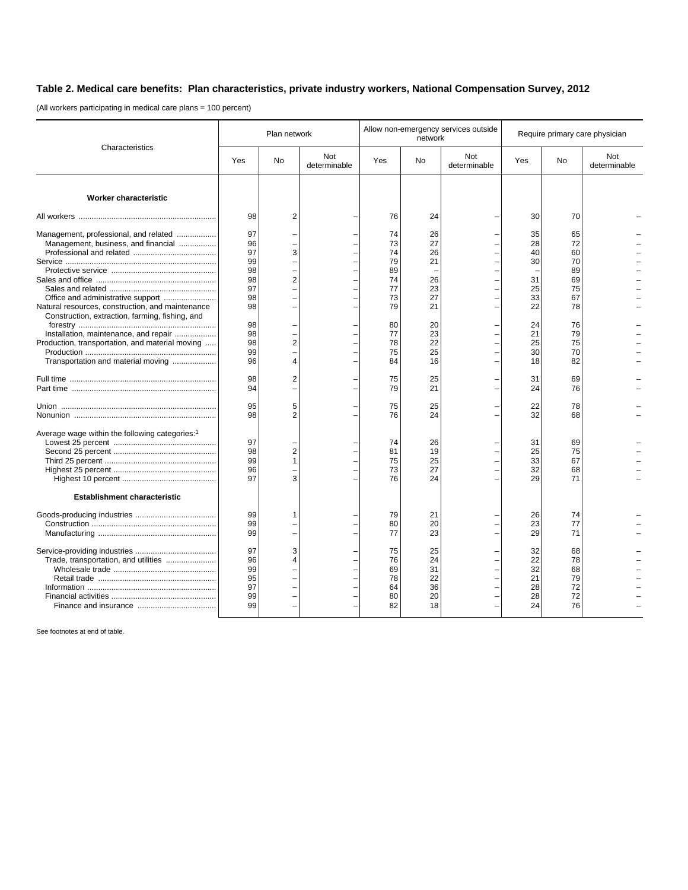## Table 2. Medical care benefits: Plan characteristics, private industry workers, National Compensation Survey, 2012

(All workers participating in medical care plans = 100 percent)

| Characteristics | Plan network | | | Allow non-emergency services outside network | | | Require primary care physician | | |
|---|---|---|---|---|---|---|---|---|---|
| | Yes | No | Not determinable | Yes | No | Not determinable | Yes | No | Not determinable |
| **Worker characteristic** | | | | | | | | | |
| All workers | 98 | 2 | – | 76 | 24 | – | 30 | 70 | – |
| Management, professional, and related | 97 | – | – | 74 | 26 | – | 35 | 65 | – |
| Management, business, and financial | 96 | – | – | 73 | 27 | – | 28 | 72 | – |
| Professional and related | 97 | 3 | – | 74 | 26 | – | 40 | 60 | – |
| Service | 99 | – | – | 79 | 21 | – | 30 | 70 | – |
| Protective service | 98 | – | – | 89 | – | – | – | 89 | – |
| Sales and office | 98 | 2 | – | 74 | 26 | – | 31 | 69 | – |
| Sales and related | 97 | – | – | 77 | 23 | – | 25 | 75 | – |
| Office and administrative support | 98 | – | – | 73 | 27 | – | 33 | 67 | – |
| Natural resources, construction, and maintenance | 98 | – | – | 79 | 21 | – | 22 | 78 | – |
| Construction, extraction, farming, fishing, and forestry | 98 | – | – | 80 | 20 | – | 24 | 76 | – |
| Installation, maintenance, and repair | 98 | – | – | 77 | 23 | – | 21 | 79 | – |
| Production, transportation, and material moving | 98 | 2 | – | 78 | 22 | – | 25 | 75 | – |
| Production | 99 | – | – | 75 | 25 | – | 30 | 70 | – |
| Transportation and material moving | 96 | 4 | – | 84 | 16 | – | 18 | 82 | – |
| Full time | 98 | 2 | – | 75 | 25 | – | 31 | 69 | – |
| Part time | 94 | – | – | 79 | 21 | – | 24 | 76 | – |
| Union | 95 | 5 | – | 75 | 25 | – | 22 | 78 | – |
| Nonunion | 98 | 2 | – | 76 | 24 | – | 32 | 68 | – |
| Average wage within the following categories:[1] | | | | | | | | | |
| Lowest 25 percent | 97 | – | – | 74 | 26 | – | 31 | 69 | – |
| Second 25 percent | 98 | 2 | – | 81 | 19 | – | 25 | 75 | – |
| Third 25 percent | 99 | 1 | – | 75 | 25 | – | 33 | 67 | – |
| Highest 25 percent | 96 | – | – | 73 | 27 | – | 32 | 68 | – |
| Highest 10 percent | 97 | 3 | – | 76 | 24 | – | 29 | 71 | – |
| **Establishment characteristic** | | | | | | | | | |
| Goods-producing industries | 99 | 1 | – | 79 | 21 | – | 26 | 74 | – |
| Construction | 99 | – | – | 80 | 20 | – | 23 | 77 | – |
| Manufacturing | 99 | – | – | 77 | 23 | – | 29 | 71 | – |
| Service-providing industries | 97 | 3 | – | 75 | 25 | – | 32 | 68 | – |
| Trade, transportation, and utilities | 96 | 4 | – | 76 | 24 | – | 22 | 78 | – |
| Wholesale trade | 99 | – | – | 69 | 31 | – | 32 | 68 | – |
| Retail trade | 95 | – | – | 78 | 22 | – | 21 | 79 | – |
| Information | 97 | – | – | 64 | 36 | – | 28 | 72 | – |
| Financial activities | 99 | – | – | 80 | 20 | – | 28 | 72 | – |
| Finance and insurance | 99 | – | – | 82 | 18 | – | 24 | 76 | – |

See footnotes at end of table.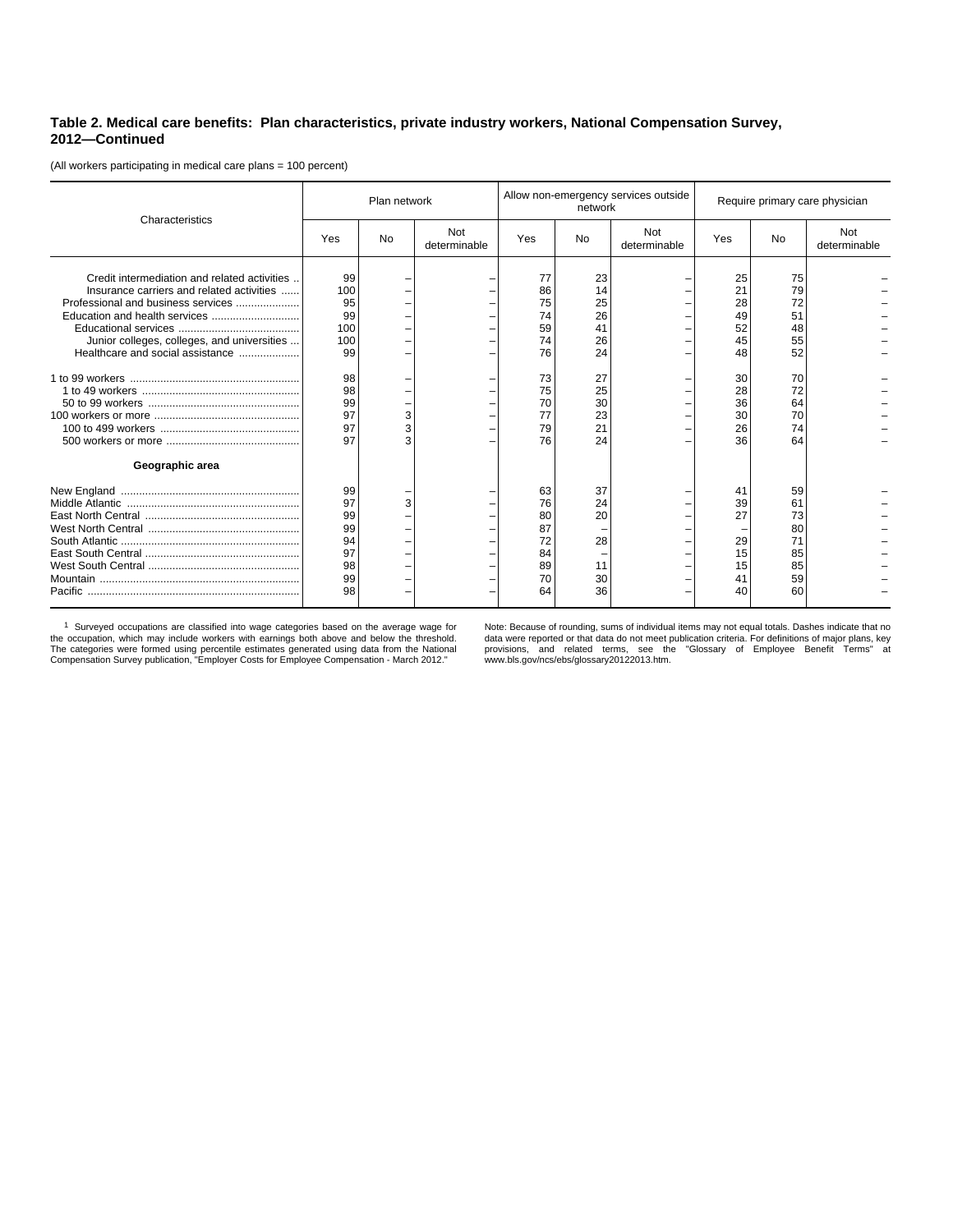**Table 2. Medical care benefits: Plan characteristics, private industry workers, National Compensation Survey, 2012—Continued**

(All workers participating in medical care plans = 100 percent)

| Characteristics | Plan network | | | Allow non-emergency services outside network | | | Require primary care physician | | |
|---|---|---|---|---|---|---|---|---|---|
| | Yes | No | Not determinable | Yes | No | Not determinable | Yes | No | Not determinable |
| Credit intermediation and related activities | 99 | – | – | 77 | 23 | – | 25 | 75 | – |
| Insurance carriers and related activities | 100 | – | – | 86 | 14 | – | 21 | 79 | – |
| Professional and business services | 95 | – | – | 75 | 25 | – | 28 | 72 | – |
| Education and health services | 99 | – | – | 74 | 26 | – | 49 | 51 | – |
| Educational services | 100 | – | – | 59 | 41 | – | 52 | 48 | – |
| Junior colleges, colleges, and universities | 100 | – | – | 74 | 26 | – | 45 | 55 | – |
| Healthcare and social assistance | 99 | – | – | 76 | 24 | – | 48 | 52 | – |
| 1 to 99 workers | 98 | – | – | 73 | 27 | – | 30 | 70 | – |
| 1 to 49 workers | 98 | – | – | 75 | 25 | – | 28 | 72 | – |
| 50 to 99 workers | 99 | – | – | 70 | 30 | – | 36 | 64 | – |
| 100 workers or more | 97 | 3 | – | 77 | 23 | – | 30 | 70 | – |
| 100 to 499 workers | 97 | 3 | – | 79 | 21 | – | 26 | 74 | – |
| 500 workers or more | 97 | 3 | – | 76 | 24 | – | 36 | 64 | – |
| **Geographic area** | | | | | | | | | |
| New England | 99 | – | – | 63 | 37 | – | 41 | 59 | – |
| Middle Atlantic | 97 | 3 | – | 76 | 24 | – | 39 | 61 | – |
| East North Central | 99 | – | – | 80 | 20 | – | 27 | 73 | – |
| West North Central | 99 | – | – | 87 | – | – | – | 80 | – |
| South Atlantic | 94 | – | – | 72 | 28 | – | 29 | 71 | – |
| East South Central | 97 | – | – | 84 | – | – | 15 | 85 | – |
| West South Central | 98 | – | – | 89 | 11 | – | 15 | 85 | – |
| Mountain | 99 | – | – | 70 | 30 | – | 41 | 59 | – |
| Pacific | 98 | – | – | 64 | 36 | – | 40 | 60 | – |

[1] Surveyed occupations are classified into wage categories based on the average wage for the occupation, which may include workers with earnings both above and below the threshold. The categories were formed using percentile estimates generated using data from the National Compensation Survey publication, "Employer Costs for Employee Compensation - March 2012."

Note: Because of rounding, sums of individual items may not equal totals. Dashes indicate that no data were reported or that data do not meet publication criteria. For definitions of major plans, key provisions, and related terms, see the "Glossary of Employee Benefit Terms" at www.bls.gov/ncs/ebs/glossary20122013.htm.